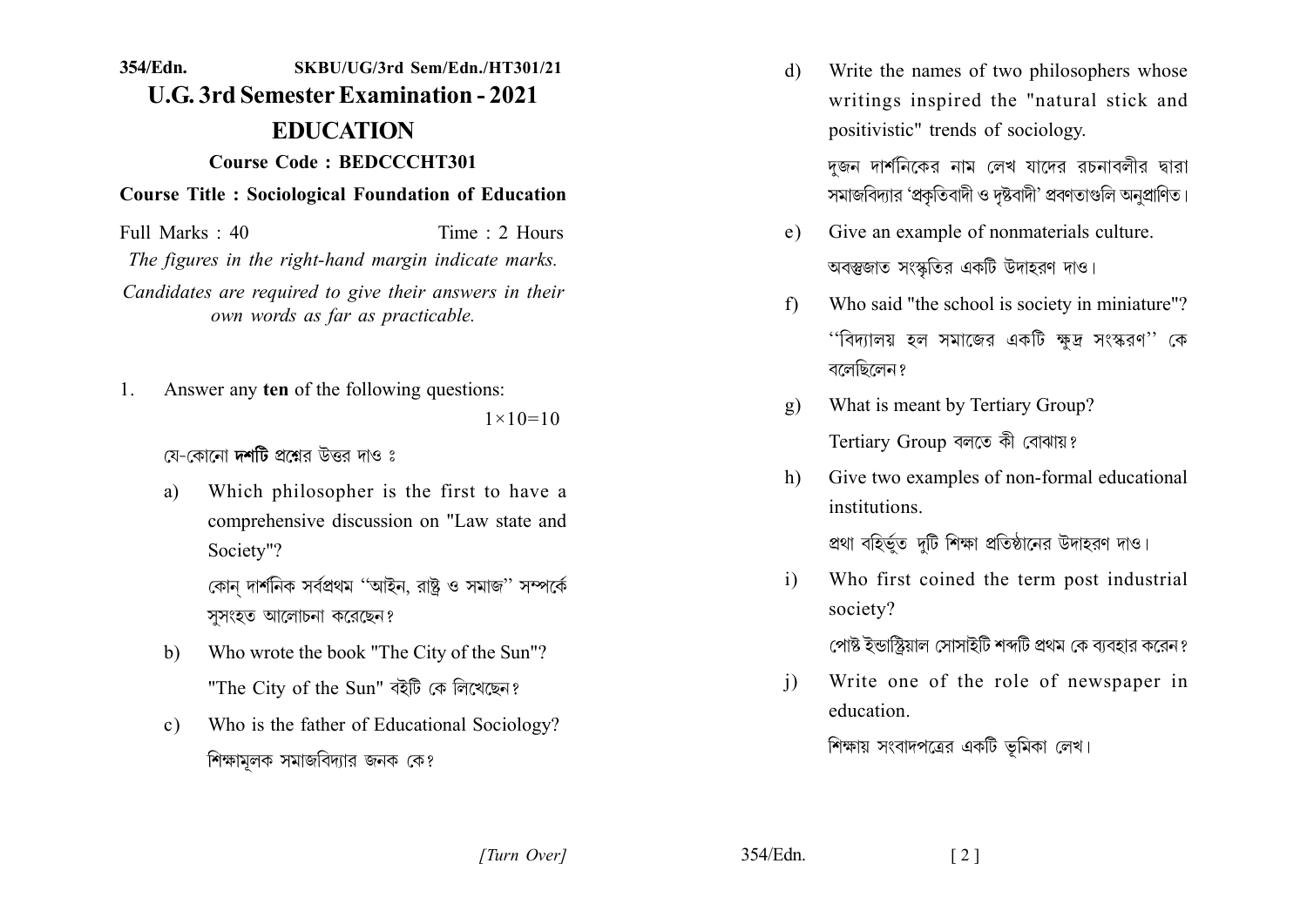354/Edn. SKBU/UG/3rd Sem/Edn./HT301/21

# U.G. 3rd Semester Examination - 2021

## EDUCATION

**Course Code : BEDCCCHT301**

**Course Title : Sociological Foundation of Education**

Full Marks : 40 Time : 2 Hours

*The figures in the right-hand margin indicate marks.*

*Candidates are required to give their answers in their own words as far as practicable.*

1. Answer any **ten** of the following questions: $1\times10=10$

   যে-কোনো **দশটি** প্রশ্নের উত্তর দাও ঃ

   a) Which philosopher is the first to have a comprehensive discussion on "Law state and Society"?

      কোন্ দার্শনিক সর্বপ্রথম "আইন, রাষ্ট্র ও সমাজ" সম্পর্কে সুসংহত আলোচনা করেছেন?

   b) Who wrote the book "The City of the Sun"?

      "The City of the Sun" বইটি কে লিখেছেন?

   c) Who is the father of Educational Sociology?

      শিক্ষামূলক সমাজবিদ্যার জনক কে?

   d) Write the names of two philosophers whose writings inspired the "natural stick and positivistic" trends of sociology.

      দুজন দার্শনিকের নাম লেখ যাদের রচনাবলীর দ্বারা সমাজবিদ্যার 'প্রকৃতিবাদী ও দৃষ্টবাদী' প্রবণতাগুলি অনুপ্রাণিত।

   e) Give an example of nonmaterials culture.

      অবস্তুজাত সংস্কৃতির একটি উদাহরণ দাও।

   f) Who said "the school is society in miniature"?

      "বিদ্যালয় হল সমাজের একটি ক্ষুদ্র সংস্করণ" কে বলেছিলেন?

   g) What is meant by Tertiary Group?

      Tertiary Group বলতে কী বোঝায়?

   h) Give two examples of non-formal educational institutions.

      প্রথা বহির্ভূত দুটি শিক্ষা প্রতিষ্ঠানের উদাহরণ দাও।

   i) Who first coined the term post industrial society?

      পোষ্ট ইন্ডাস্ট্রিয়াল সোসাইটি শব্দটি প্রথম কে ব্যবহার করেন?

   j) Write one of the role of newspaper in education.

      শিক্ষায় সংবাদপত্রের একটি ভূমিকা লেখ।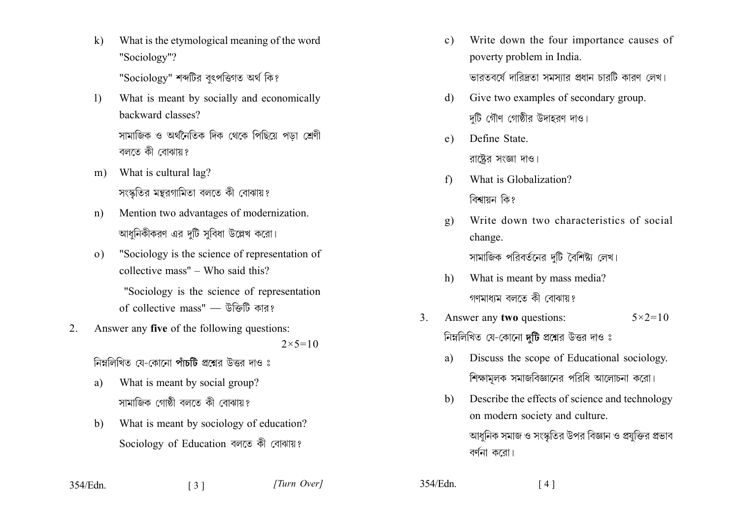k) What is the etymological meaning of the word "Sociology"?

"Sociology" শব্দটির বুৎপত্তিগত অর্থ কি?

l) What is meant by socially and economically backward classes?

সামাজিক ও অর্থনৈতিক দিক থেকে পিছিয়ে পড়া শ্রেণী বলতে কী বোঝায়?

m) What is cultural lag?

সংস্কৃতির মন্থরগামিতা বলতে কী বোঝায়?

n) Mention two advantages of modernization.

আধুনিকীকরণ এর দুটি সুবিধা উল্লেখ করো।

o) "Sociology is the science of representation of collective mass" – Who said this?

"Sociology is the science of representation of collective mass" — উক্তিটি কার?

2. Answer any **five** of the following questions: $2\times5=10$

নিম্নলিখিত যে-কোনো **পাঁচটি** প্রশ্নের উত্তর দাও ঃ

a) What is meant by social group?

সামাজিক গোষ্ঠী বলতে কী বোঝায়?

b) What is meant by sociology of education?

Sociology of Education বলতে কী বোঝায়?

c) Write down the four importance causes of poverty problem in India.

ভারতবর্ষে দারিদ্রতা সমস্যার প্রধান চারটি কারণ লেখ।

d) Give two examples of secondary group.

দুটি গৌণ গোষ্ঠীর উদাহরণ দাও।

e) Define State.

রাষ্ট্রের সংজ্ঞা দাও।

f) What is Globalization?

বিশ্বায়ন কি?

g) Write down two characteristics of social change.

সামাজিক পরিবর্তনের দুটি বৈশিষ্ট্য লেখ।

h) What is meant by mass media?

গণমাধ্যম বলতে কী বোঝায়?

3. Answer any **two** questions: $5\times2=10$

নিম্নলিখিত যে-কোনো **দুটি** প্রশ্নের উত্তর দাও ঃ

a) Discuss the scope of Educational sociology.

শিক্ষামূলক সমাজবিজ্ঞানের পরিধি আলোচনা করো।

b) Describe the effects of science and technology on modern society and culture.

আধুনিক সমাজ ও সংস্কৃতির উপর বিজ্ঞান ও প্রযুক্তির প্রভাব বর্ণনা করো।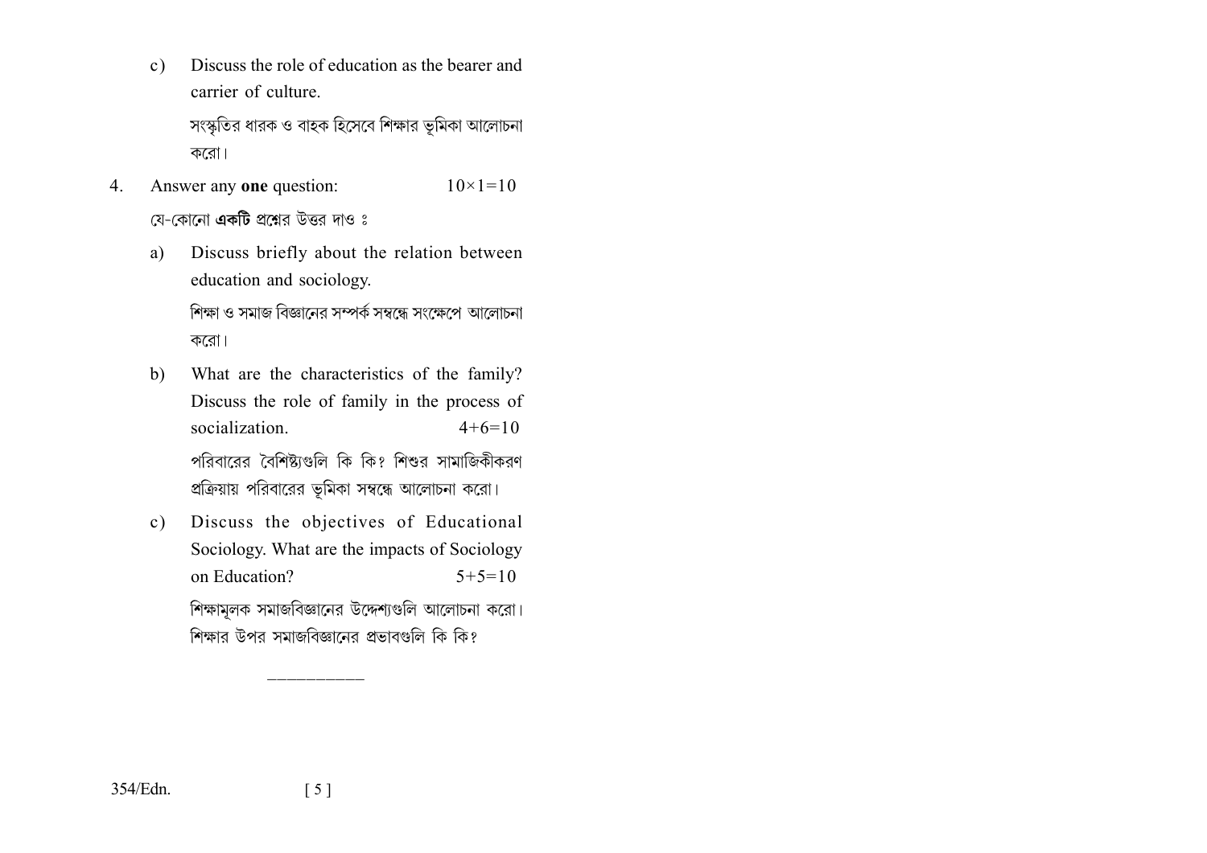c) Discuss the role of education as the bearer and carrier of culture.

সংস্কৃতির ধারক ও বাহক হিসেবে শিক্ষার ভূমিকা আলোচনা করো।

4. Answer any **one** question: $10 \times 1 = 10$

যে-কোনো **একটি** প্রশ্নের উত্তর দাও ঃ

a) Discuss briefly about the relation between education and sociology.

শিক্ষা ও সমাজ বিজ্ঞানের সম্পর্ক সম্বন্ধে সংক্ষেপে আলোচনা করো।

b) What are the characteristics of the family? Discuss the role of family in the process of socialization. $4+6=10$

পরিবারের বৈশিষ্ট্যগুলি কি কি? শিশুর সামাজিকীকরণ প্রক্রিয়ায় পরিবারের ভূমিকা সম্বন্ধে আলোচনা করো।

c) Discuss the objectives of Educational Sociology. What are the impacts of Sociology on Education? $5+5=10$

শিক্ষামূলক সমাজবিজ্ঞানের উদ্দেশ্যগুলি আলোচনা করো। শিক্ষার উপর সমাজবিজ্ঞানের প্রভাবগুলি কি কি?

———————